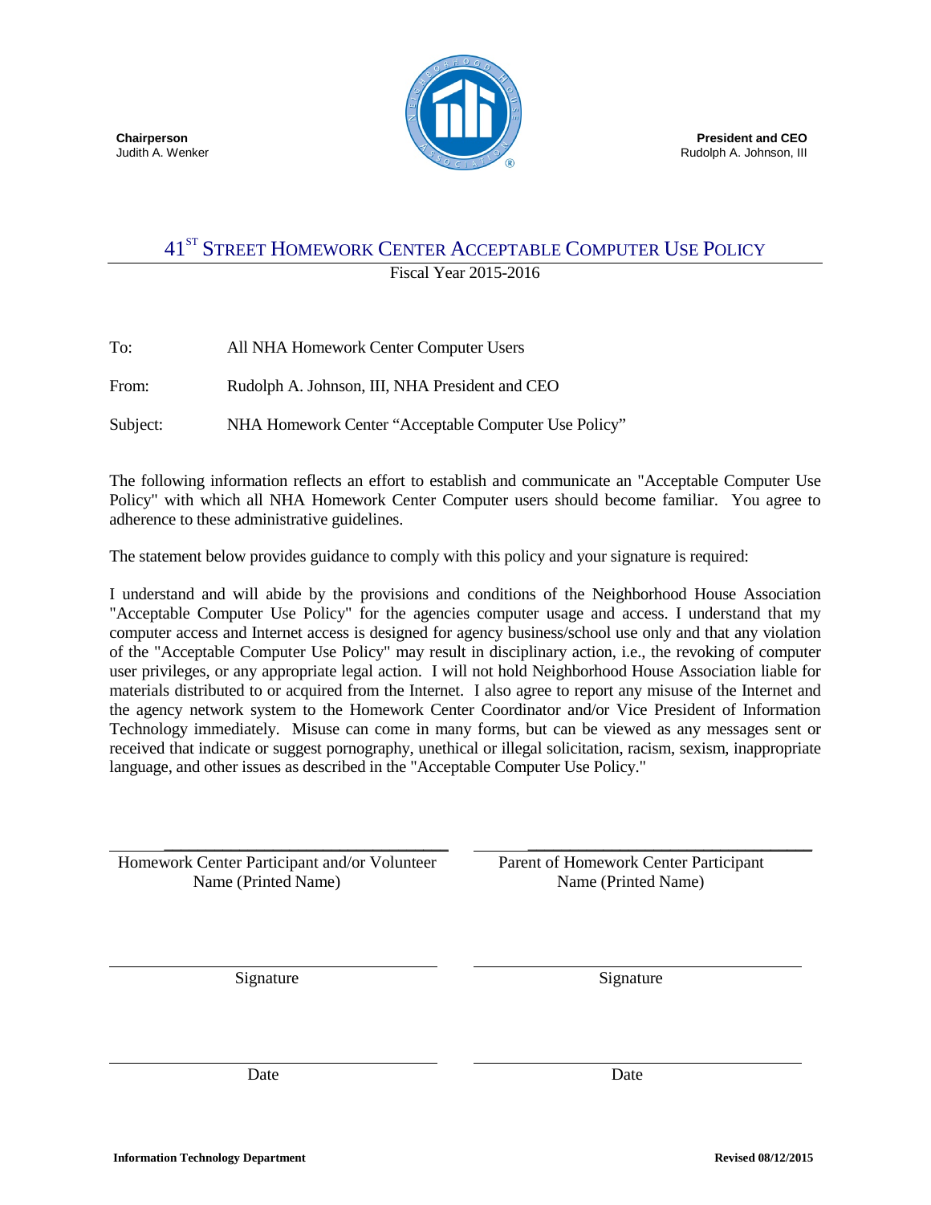**Chairperson**
Judith A. Wenker

**President and CEO**
Rudolph A. Johnson, III

# 41ST STREET HOMEWORK CENTER ACCEPTABLE COMPUTER USE POLICY

Fiscal Year 2015-2016

To: All NHA Homework Center Computer Users

From: Rudolph A. Johnson, III, NHA President and CEO

Subject: NHA Homework Center "Acceptable Computer Use Policy"

The following information reflects an effort to establish and communicate an "Acceptable Computer Use Policy" with which all NHA Homework Center Computer users should become familiar. You agree to adherence to these administrative guidelines.

The statement below provides guidance to comply with this policy and your signature is required:

I understand and will abide by the provisions and conditions of the Neighborhood House Association "Acceptable Computer Use Policy" for the agencies computer usage and access. I understand that my computer access and Internet access is designed for agency business/school use only and that any violation of the "Acceptable Computer Use Policy" may result in disciplinary action, i.e., the revoking of computer user privileges, or any appropriate legal action. I will not hold Neighborhood House Association liable for materials distributed to or acquired from the Internet. I also agree to report any misuse of the Internet and the agency network system to the Homework Center Coordinator and/or Vice President of Information Technology immediately. Misuse can come in many forms, but can be viewed as any messages sent or received that indicate or suggest pornography, unethical or illegal solicitation, racism, sexism, inappropriate language, and other issues as described in the "Acceptable Computer Use Policy."

\_\_\_\_\_\_\_\_\_\_\_\_\_\_\_\_\_\_\_\_\_\_\_\_\_\_\_\_\_\_\_\_\_\_\_\_
Homework Center Participant and/or Volunteer Name (Printed Name)

\_\_\_\_\_\_\_\_\_\_\_\_\_\_\_\_\_\_\_\_\_\_\_\_\_\_\_\_\_\_\_\_\_\_\_\_
Parent of Homework Center Participant Name (Printed Name)

\_\_\_\_\_\_\_\_\_\_\_\_\_\_\_\_\_\_\_\_\_\_\_\_\_\_\_\_\_\_\_\_\_\_\_\_
Signature

\_\_\_\_\_\_\_\_\_\_\_\_\_\_\_\_\_\_\_\_\_\_\_\_\_\_\_\_\_\_\_\_\_\_\_\_
Signature

\_\_\_\_\_\_\_\_\_\_\_\_\_\_\_\_\_\_\_\_\_\_\_\_\_\_\_\_\_\_\_\_\_\_\_\_
Date

\_\_\_\_\_\_\_\_\_\_\_\_\_\_\_\_\_\_\_\_\_\_\_\_\_\_\_\_\_\_\_\_\_\_\_\_
Date

**Information Technology Department** **Revised 08/12/2015**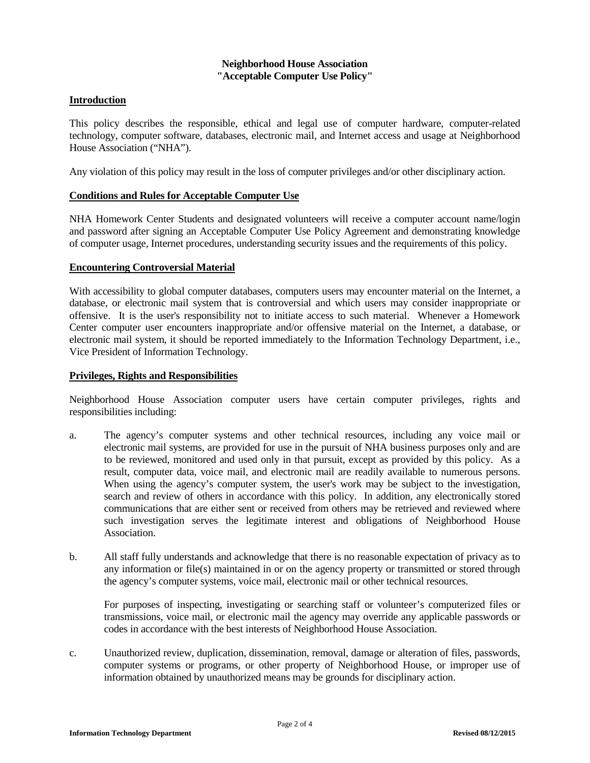**Neighborhood House Association**
**"Acceptable Computer Use Policy"**

## Introduction

This policy describes the responsible, ethical and legal use of computer hardware, computer-related technology, computer software, databases, electronic mail, and Internet access and usage at Neighborhood House Association ("NHA").

Any violation of this policy may result in the loss of computer privileges and/or other disciplinary action.

## Conditions and Rules for Acceptable Computer Use

NHA Homework Center Students and designated volunteers will receive a computer account name/login and password after signing an Acceptable Computer Use Policy Agreement and demonstrating knowledge of computer usage, Internet procedures, understanding security issues and the requirements of this policy.

## Encountering Controversial Material

With accessibility to global computer databases, computers users may encounter material on the Internet, a database, or electronic mail system that is controversial and which users may consider inappropriate or offensive. It is the user's responsibility not to initiate access to such material. Whenever a Homework Center computer user encounters inappropriate and/or offensive material on the Internet, a database, or electronic mail system, it should be reported immediately to the Information Technology Department, i.e., Vice President of Information Technology.

## Privileges, Rights and Responsibilities

Neighborhood House Association computer users have certain computer privileges, rights and responsibilities including:

a. The agency's computer systems and other technical resources, including any voice mail or electronic mail systems, are provided for use in the pursuit of NHA business purposes only and are to be reviewed, monitored and used only in that pursuit, except as provided by this policy. As a result, computer data, voice mail, and electronic mail are readily available to numerous persons. When using the agency's computer system, the user's work may be subject to the investigation, search and review of others in accordance with this policy. In addition, any electronically stored communications that are either sent or received from others may be retrieved and reviewed where such investigation serves the legitimate interest and obligations of Neighborhood House Association.

b. All staff fully understands and acknowledge that there is no reasonable expectation of privacy as to any information or file(s) maintained in or on the agency property or transmitted or stored through the agency's computer systems, voice mail, electronic mail or other technical resources.

   For purposes of inspecting, investigating or searching staff or volunteer's computerized files or transmissions, voice mail, or electronic mail the agency may override any applicable passwords or codes in accordance with the best interests of Neighborhood House Association.

c. Unauthorized review, duplication, dissemination, removal, damage or alteration of files, passwords, computer systems or programs, or other property of Neighborhood House, or improper use of information obtained by unauthorized means may be grounds for disciplinary action.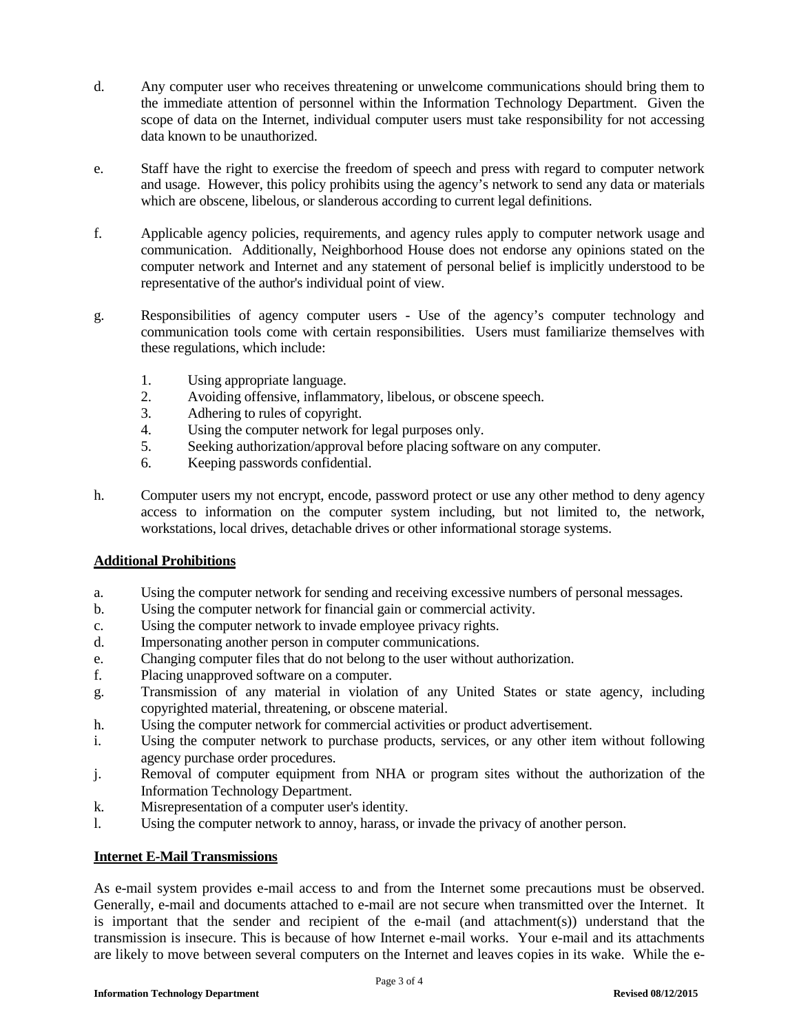d. Any computer user who receives threatening or unwelcome communications should bring them to the immediate attention of personnel within the Information Technology Department. Given the scope of data on the Internet, individual computer users must take responsibility for not accessing data known to be unauthorized.

e. Staff have the right to exercise the freedom of speech and press with regard to computer network and usage. However, this policy prohibits using the agency's network to send any data or materials which are obscene, libelous, or slanderous according to current legal definitions.

f. Applicable agency policies, requirements, and agency rules apply to computer network usage and communication. Additionally, Neighborhood House does not endorse any opinions stated on the computer network and Internet and any statement of personal belief is implicitly understood to be representative of the author's individual point of view.

g. Responsibilities of agency computer users - Use of the agency's computer technology and communication tools come with certain responsibilities. Users must familiarize themselves with these regulations, which include:

   1. Using appropriate language.
   2. Avoiding offensive, inflammatory, libelous, or obscene speech.
   3. Adhering to rules of copyright.
   4. Using the computer network for legal purposes only.
   5. Seeking authorization/approval before placing software on any computer.
   6. Keeping passwords confidential.

h. Computer users my not encrypt, encode, password protect or use any other method to deny agency access to information on the computer system including, but not limited to, the network, workstations, local drives, detachable drives or other informational storage systems.

**Additional Prohibitions**

a. Using the computer network for sending and receiving excessive numbers of personal messages.
b. Using the computer network for financial gain or commercial activity.
c. Using the computer network to invade employee privacy rights.
d. Impersonating another person in computer communications.
e. Changing computer files that do not belong to the user without authorization.
f. Placing unapproved software on a computer.
g. Transmission of any material in violation of any United States or state agency, including copyrighted material, threatening, or obscene material.
h. Using the computer network for commercial activities or product advertisement.
i. Using the computer network to purchase products, services, or any other item without following agency purchase order procedures.
j. Removal of computer equipment from NHA or program sites without the authorization of the Information Technology Department.
k. Misrepresentation of a computer user's identity.
l. Using the computer network to annoy, harass, or invade the privacy of another person.

**Internet E-Mail Transmissions**

As e-mail system provides e-mail access to and from the Internet some precautions must be observed. Generally, e-mail and documents attached to e-mail are not secure when transmitted over the Internet. It is important that the sender and recipient of the e-mail (and attachment(s)) understand that the transmission is insecure. This is because of how Internet e-mail works. Your e-mail and its attachments are likely to move between several computers on the Internet and leaves copies in its wake. While the e-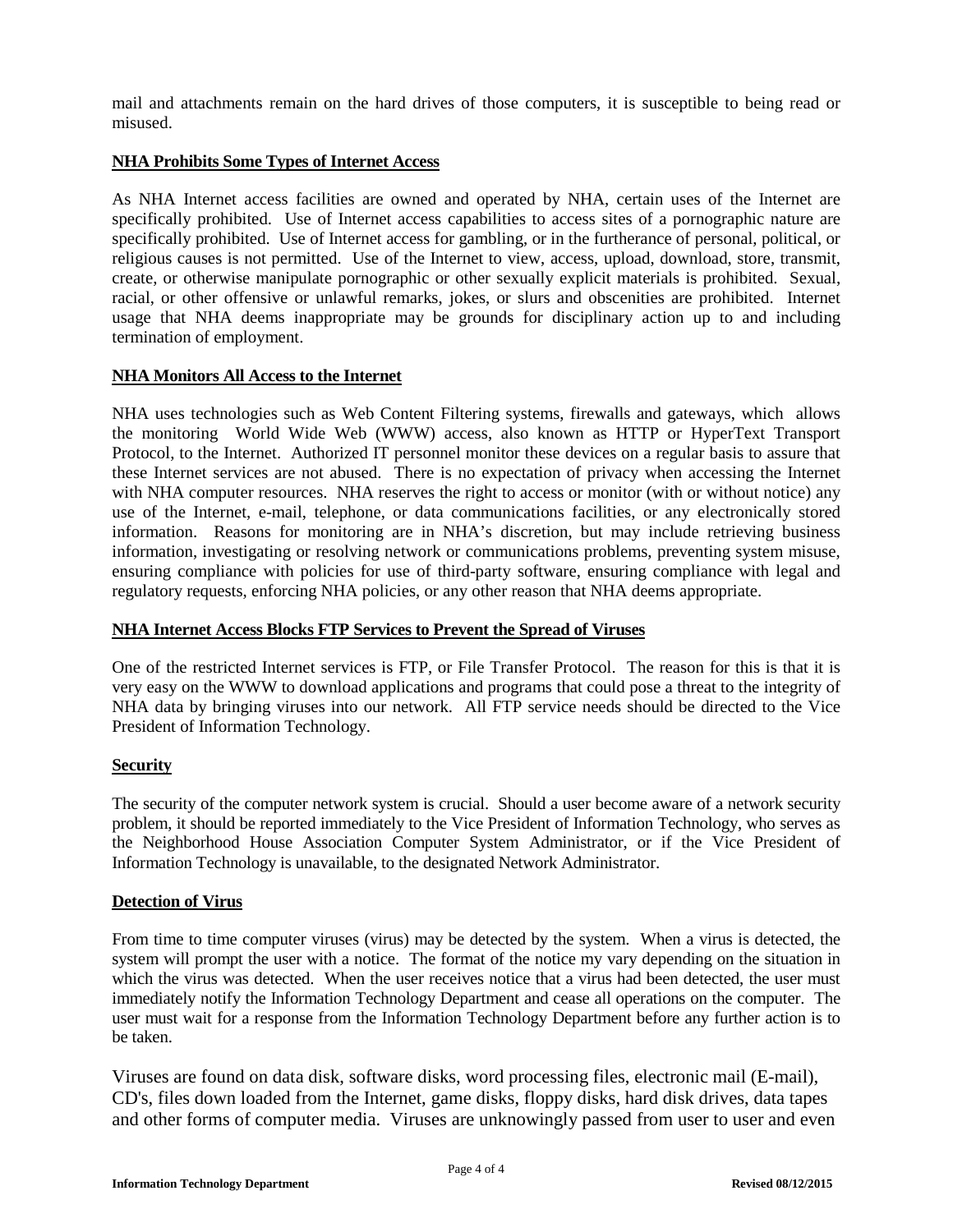mail and attachments remain on the hard drives of those computers, it is susceptible to being read or misused.

**NHA Prohibits Some Types of Internet Access**

As NHA Internet access facilities are owned and operated by NHA, certain uses of the Internet are specifically prohibited. Use of Internet access capabilities to access sites of a pornographic nature are specifically prohibited. Use of Internet access for gambling, or in the furtherance of personal, political, or religious causes is not permitted. Use of the Internet to view, access, upload, download, store, transmit, create, or otherwise manipulate pornographic or other sexually explicit materials is prohibited. Sexual, racial, or other offensive or unlawful remarks, jokes, or slurs and obscenities are prohibited. Internet usage that NHA deems inappropriate may be grounds for disciplinary action up to and including termination of employment.

**NHA Monitors All Access to the Internet**

NHA uses technologies such as Web Content Filtering systems, firewalls and gateways, which allows the monitoring World Wide Web (WWW) access, also known as HTTP or HyperText Transport Protocol, to the Internet. Authorized IT personnel monitor these devices on a regular basis to assure that these Internet services are not abused. There is no expectation of privacy when accessing the Internet with NHA computer resources. NHA reserves the right to access or monitor (with or without notice) any use of the Internet, e-mail, telephone, or data communications facilities, or any electronically stored information. Reasons for monitoring are in NHA's discretion, but may include retrieving business information, investigating or resolving network or communications problems, preventing system misuse, ensuring compliance with policies for use of third-party software, ensuring compliance with legal and regulatory requests, enforcing NHA policies, or any other reason that NHA deems appropriate.

**NHA Internet Access Blocks FTP Services to Prevent the Spread of Viruses**

One of the restricted Internet services is FTP, or File Transfer Protocol. The reason for this is that it is very easy on the WWW to download applications and programs that could pose a threat to the integrity of NHA data by bringing viruses into our network. All FTP service needs should be directed to the Vice President of Information Technology.

**Security**

The security of the computer network system is crucial. Should a user become aware of a network security problem, it should be reported immediately to the Vice President of Information Technology, who serves as the Neighborhood House Association Computer System Administrator, or if the Vice President of Information Technology is unavailable, to the designated Network Administrator.

**Detection of Virus**

From time to time computer viruses (virus) may be detected by the system. When a virus is detected, the system will prompt the user with a notice. The format of the notice my vary depending on the situation in which the virus was detected. When the user receives notice that a virus had been detected, the user must immediately notify the Information Technology Department and cease all operations on the computer. The user must wait for a response from the Information Technology Department before any further action is to be taken.

Viruses are found on data disk, software disks, word processing files, electronic mail (E-mail), CD's, files down loaded from the Internet, game disks, floppy disks, hard disk drives, data tapes and other forms of computer media. Viruses are unknowingly passed from user to user and even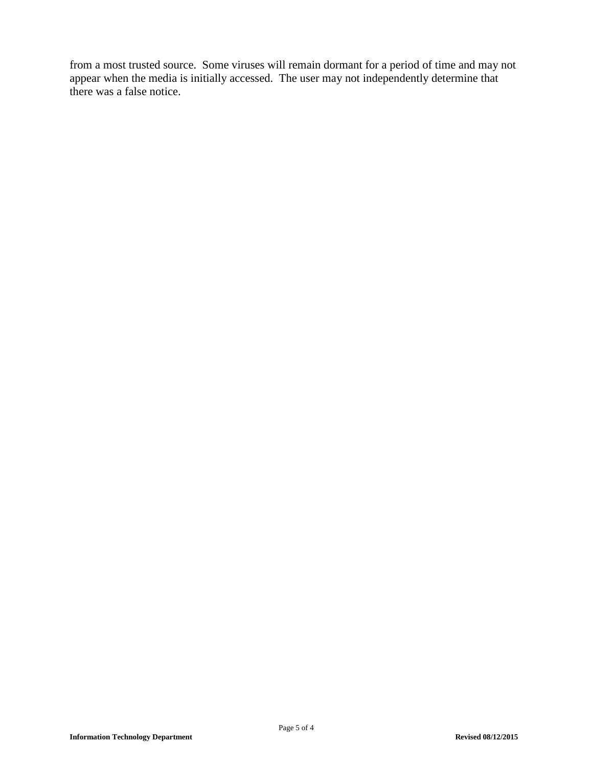from a most trusted source. Some viruses will remain dormant for a period of time and may not appear when the media is initially accessed. The user may not independently determine that there was a false notice.